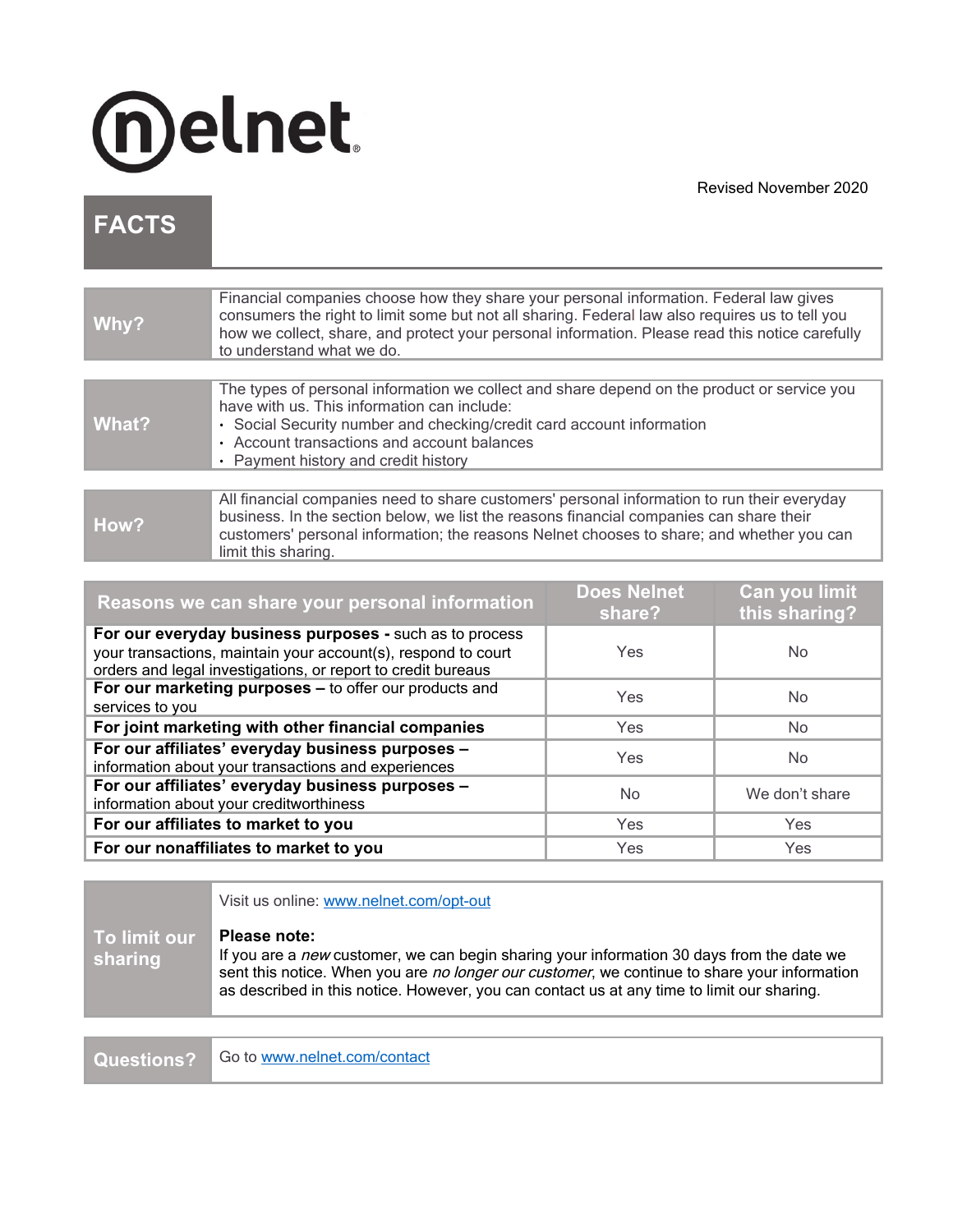nelnet

Revised November 2020

# FACTS

| | |
|---|---|
| **Why?** | Financial companies choose how they share your personal information. Federal law gives consumers the right to limit some but not all sharing. Federal law also requires us to tell you how we collect, share, and protect your personal information. Please read this notice carefully to understand what we do. |

| | |
|---|---|
| **What?** | The types of personal information we collect and share depend on the product or service you have with us. This information can include:<br>• Social Security number and checking/credit card account information<br>• Account transactions and account balances<br>• Payment history and credit history |

| | |
|---|---|
| **How?** | All financial companies need to share customers' personal information to run their everyday business. In the section below, we list the reasons financial companies can share their customers' personal information; the reasons Nelnet chooses to share; and whether you can limit this sharing. |

| Reasons we can share your personal information | Does Nelnet share? | Can you limit this sharing? |
|---|---|---|
| **For our everyday business purposes -** such as to process your transactions, maintain your account(s), respond to court orders and legal investigations, or report to credit bureaus | Yes | No |
| **For our marketing purposes –** to offer our products and services to you | Yes | No |
| **For joint marketing with other financial companies** | Yes | No |
| **For our affiliates' everyday business purposes –** information about your transactions and experiences | Yes | No |
| **For our affiliates' everyday business purposes –** information about your creditworthiness | No | We don't share |
| **For our affiliates to market to you** | Yes | Yes |
| **For our nonaffiliates to market to you** | Yes | Yes |

| | |
|---|---|
| **To limit our sharing** | Visit us online: www.nelnet.com/opt-out<br><br>**Please note:**<br>If you are a *new* customer, we can begin sharing your information 30 days from the date we sent this notice. When you are *no longer our customer*, we continue to share your information as described in this notice. However, you can contact us at any time to limit our sharing. |

| | |
|---|---|
| **Questions?** | Go to www.nelnet.com/contact |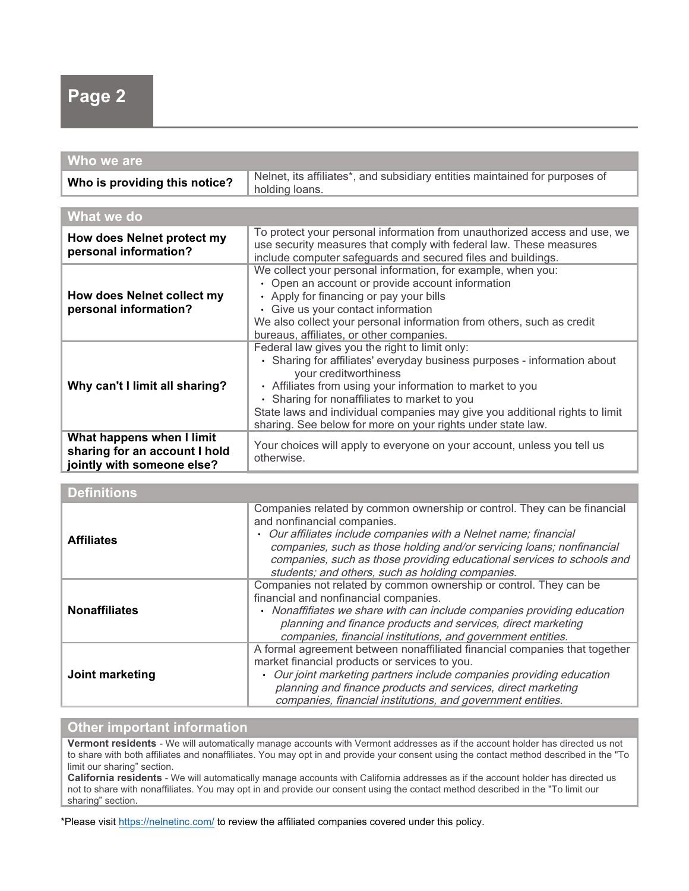# Page 2

| Who we are | |
|---|---|
| **Who is providing this notice?** | Nelnet, its affiliates*, and subsidiary entities maintained for purposes of holding loans. |

| What we do | |
|---|---|
| **How does Nelnet protect my personal information?** | To protect your personal information from unauthorized access and use, we use security measures that comply with federal law. These measures include computer safeguards and secured files and buildings. |
| **How does Nelnet collect my personal information?** | We collect your personal information, for example, when you:<br>• Open an account or provide account information<br>• Apply for financing or pay your bills<br>• Give us your contact information<br>We also collect your personal information from others, such as credit bureaus, affiliates, or other companies. |
| **Why can't I limit all sharing?** | Federal law gives you the right to limit only:<br>• Sharing for affiliates' everyday business purposes - information about your creditworthiness<br>• Affiliates from using your information to market to you<br>• Sharing for nonaffiliates to market to you<br>State laws and individual companies may give you additional rights to limit sharing. See below for more on your rights under state law. |
| **What happens when I limit sharing for an account I hold jointly with someone else?** | Your choices will apply to everyone on your account, unless you tell us otherwise. |

| Definitions | |
|---|---|
| **Affiliates** | Companies related by common ownership or control. They can be financial and nonfinancial companies.<br>• *Our affiliates include companies with a Nelnet name; financial companies, such as those holding and/or servicing loans; nonfinancial companies, such as those providing educational services to schools and students; and others, such as holding companies.* |
| **Nonaffiliates** | Companies not related by common ownership or control. They can be financial and nonfinancial companies.<br>• *Nonaffiliates we share with can include companies providing education planning and finance products and services, direct marketing companies, financial institutions, and government entities.* |
| **Joint marketing** | A formal agreement between nonaffiliated financial companies that together market financial products or services to you.<br>• *Our joint marketing partners include companies providing education planning and finance products and services, direct marketing companies, financial institutions, and government entities.* |

## Other important information

**Vermont residents** - We will automatically manage accounts with Vermont addresses as if the account holder has directed us not to share with both affiliates and nonaffiliates. You may opt in and provide your consent using the contact method described in the "To limit our sharing" section.

**California residents** - We will automatically manage accounts with California addresses as if the account holder has directed us not to share with nonaffiliates. You may opt in and provide our consent using the contact method described in the "To limit our sharing" section.

*Please visit https://nelnetinc.com/ to review the affiliated companies covered under this policy.